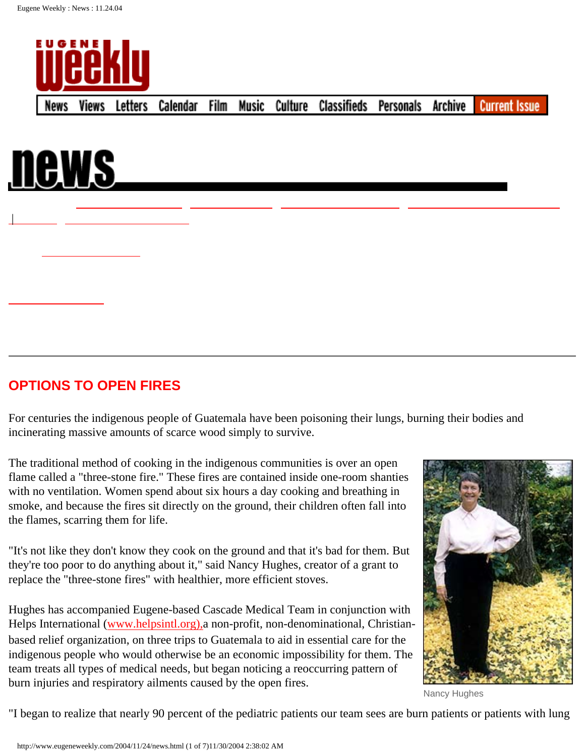## OPTIONS TO OPEN FIRES

For centuries the indigenous people of Guatemala have been poisoning their lungs, burning their bodies and incinerating massive amounts of scarce wood simply to survive.

The traditional method of cooking in the indigenous communities is over an open flame called a "three-stone fire." These fires are contained inside one-room shanties with no ventilation. Women spend about six hours a day cooking and breathing in smoke, and because the fires sit directly on the ground, their children often fall into the flames, scarring them for life.

"It's not like they don't know they cook on the ground and that it's bad for them. But they're too poor to do anything about it," said Nancy Hughes, creator of a grant to replace the "three-stone fires" with healthier, more efficient stoves.

Hughes has accompanied Eugene-based Cascade Medical Team in conjunction with Helps International (www.helpsintl.org), a non-profit, non-denominational, Christian-based relief organization, on three trips to Guatemala to aid in essential care for the indigenous people who would otherwise be an economic impossibility for them. The team treats all types of medical needs, but began noticing a reoccurring pattern of burn injuries and respiratory ailments caused by the open fires.

Nancy Hughes

"I began to realize that nearly 90 percent of the pediatric patients our team sees are burn patients or patients with lung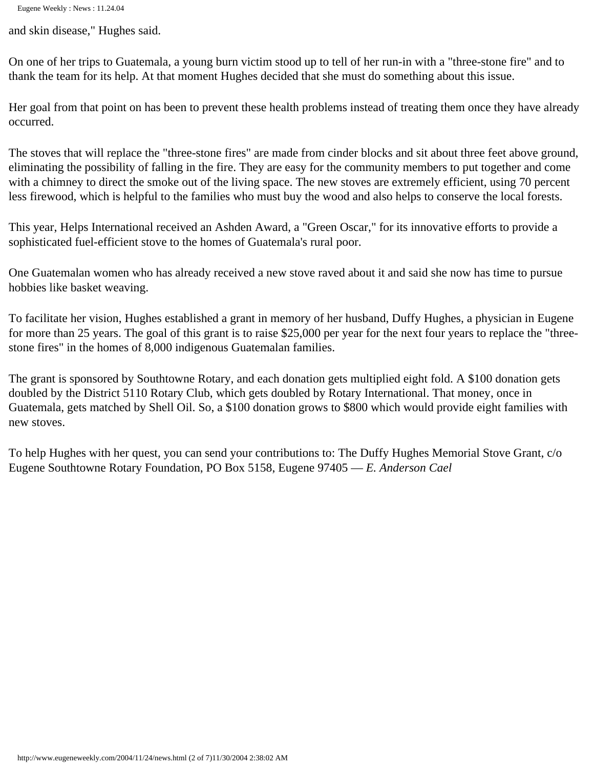and skin disease," Hughes said.

On one of her trips to Guatemala, a young burn victim stood up to tell of her run-in with a "three-stone fire" and to thank the team for its help. At that moment Hughes decided that she must do something about this issue.

Her goal from that point on has been to prevent these health problems instead of treating them once they have already occurred.

The stoves that will replace the "three-stone fires" are made from cinder blocks and sit about three feet above ground, eliminating the possibility of falling in the fire. They are easy for the community members to put together and come with a chimney to direct the smoke out of the living space. The new stoves are extremely efficient, using 70 percent less firewood, which is helpful to the families who must buy the wood and also helps to conserve the local forests.

This year, Helps International received an Ashden Award, a "Green Oscar," for its innovative efforts to provide a sophisticated fuel-efficient stove to the homes of Guatemala's rural poor.

One Guatemalan women who has already received a new stove raved about it and said she now has time to pursue hobbies like basket weaving.

To facilitate her vision, Hughes established a grant in memory of her husband, Duffy Hughes, a physician in Eugene for more than 25 years. The goal of this grant is to raise $25,000 per year for the next four years to replace the "three-stone fires" in the homes of 8,000 indigenous Guatemalan families.

The grant is sponsored by Southtowne Rotary, and each donation gets multiplied eight fold. A $100 donation gets doubled by the District 5110 Rotary Club, which gets doubled by Rotary International. That money, once in Guatemala, gets matched by Shell Oil. So, a $100 donation grows to $800 which would provide eight families with new stoves.

To help Hughes with her quest, you can send your contributions to: The Duffy Hughes Memorial Stove Grant, c/o Eugene Southtowne Rotary Foundation, PO Box 5158, Eugene 97405 — *E. Anderson Cael*